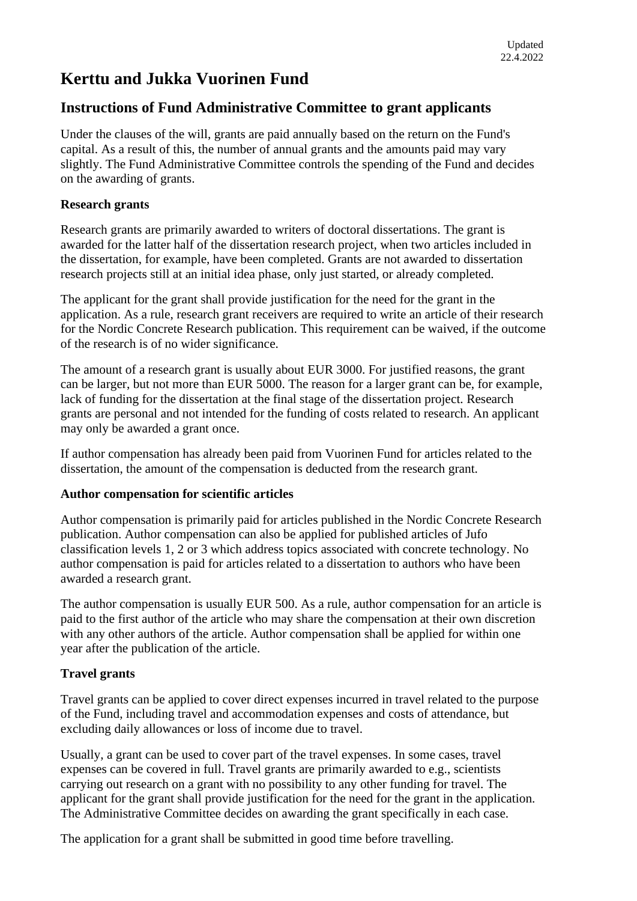Updated 22.4.2022

# Kerttu and Jukka Vuorinen Fund

## Instructions of Fund Administrative Committee to grant applicants

Under the clauses of the will, grants are paid annually based on the return on the Fund's capital. As a result of this, the number of annual grants and the amounts paid may vary slightly. The Fund Administrative Committee controls the spending of the Fund and decides on the awarding of grants.

**Research grants**

Research grants are primarily awarded to writers of doctoral dissertations. The grant is awarded for the latter half of the dissertation research project, when two articles included in the dissertation, for example, have been completed. Grants are not awarded to dissertation research projects still at an initial idea phase, only just started, or already completed.

The applicant for the grant shall provide justification for the need for the grant in the application. As a rule, research grant receivers are required to write an article of their research for the Nordic Concrete Research publication. This requirement can be waived, if the outcome of the research is of no wider significance.

The amount of a research grant is usually about EUR 3000. For justified reasons, the grant can be larger, but not more than EUR 5000. The reason for a larger grant can be, for example, lack of funding for the dissertation at the final stage of the dissertation project. Research grants are personal and not intended for the funding of costs related to research. An applicant may only be awarded a grant once.

If author compensation has already been paid from Vuorinen Fund for articles related to the dissertation, the amount of the compensation is deducted from the research grant.

**Author compensation for scientific articles**

Author compensation is primarily paid for articles published in the Nordic Concrete Research publication. Author compensation can also be applied for published articles of Jufo classification levels 1, 2 or 3 which address topics associated with concrete technology. No author compensation is paid for articles related to a dissertation to authors who have been awarded a research grant.

The author compensation is usually EUR 500. As a rule, author compensation for an article is paid to the first author of the article who may share the compensation at their own discretion with any other authors of the article. Author compensation shall be applied for within one year after the publication of the article.

**Travel grants**

Travel grants can be applied to cover direct expenses incurred in travel related to the purpose of the Fund, including travel and accommodation expenses and costs of attendance, but excluding daily allowances or loss of income due to travel.

Usually, a grant can be used to cover part of the travel expenses. In some cases, travel expenses can be covered in full. Travel grants are primarily awarded to e.g., scientists carrying out research on a grant with no possibility to any other funding for travel. The applicant for the grant shall provide justification for the need for the grant in the application. The Administrative Committee decides on awarding the grant specifically in each case.

The application for a grant shall be submitted in good time before travelling.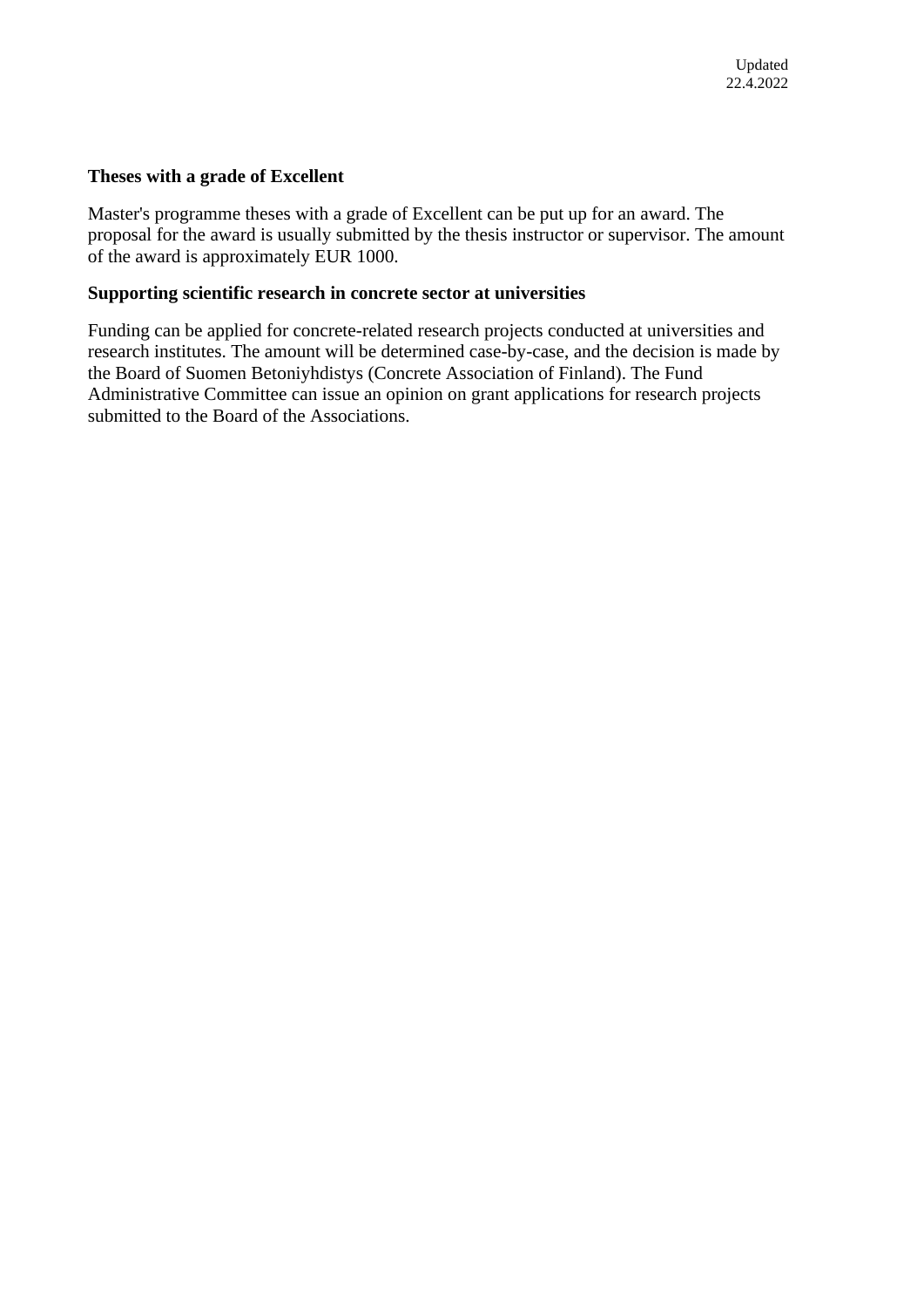Updated
22.4.2022

**Theses with a grade of Excellent**

Master's programme theses with a grade of Excellent can be put up for an award. The proposal for the award is usually submitted by the thesis instructor or supervisor. The amount of the award is approximately EUR 1000.

**Supporting scientific research in concrete sector at universities**

Funding can be applied for concrete-related research projects conducted at universities and research institutes. The amount will be determined case-by-case, and the decision is made by the Board of Suomen Betoniyhdistys (Concrete Association of Finland). The Fund Administrative Committee can issue an opinion on grant applications for research projects submitted to the Board of the Associations.